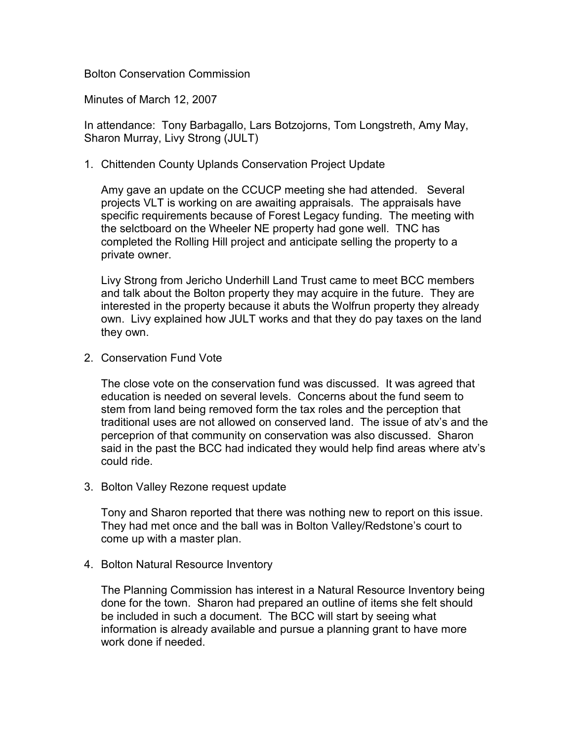Bolton Conservation Commission

Minutes of March 12, 2007

In attendance: Tony Barbagallo, Lars Botzojorns, Tom Longstreth, Amy May, Sharon Murray, Livy Strong (JULT)

1. Chittenden County Uplands Conservation Project Update

   Amy gave an update on the CCUCP meeting she had attended. Several projects VLT is working on are awaiting appraisals. The appraisals have specific requirements because of Forest Legacy funding. The meeting with the selctboard on the Wheeler NE property had gone well. TNC has completed the Rolling Hill project and anticipate selling the property to a private owner.

   Livy Strong from Jericho Underhill Land Trust came to meet BCC members and talk about the Bolton property they may acquire in the future. They are interested in the property because it abuts the Wolfrun property they already own. Livy explained how JULT works and that they do pay taxes on the land they own.

2. Conservation Fund Vote

   The close vote on the conservation fund was discussed. It was agreed that education is needed on several levels. Concerns about the fund seem to stem from land being removed form the tax roles and the perception that traditional uses are not allowed on conserved land. The issue of atv's and the perceprion of that community on conservation was also discussed. Sharon said in the past the BCC had indicated they would help find areas where atv's could ride.

3. Bolton Valley Rezone request update

   Tony and Sharon reported that there was nothing new to report on this issue. They had met once and the ball was in Bolton Valley/Redstone's court to come up with a master plan.

4. Bolton Natural Resource Inventory

   The Planning Commission has interest in a Natural Resource Inventory being done for the town. Sharon had prepared an outline of items she felt should be included in such a document. The BCC will start by seeing what information is already available and pursue a planning grant to have more work done if needed.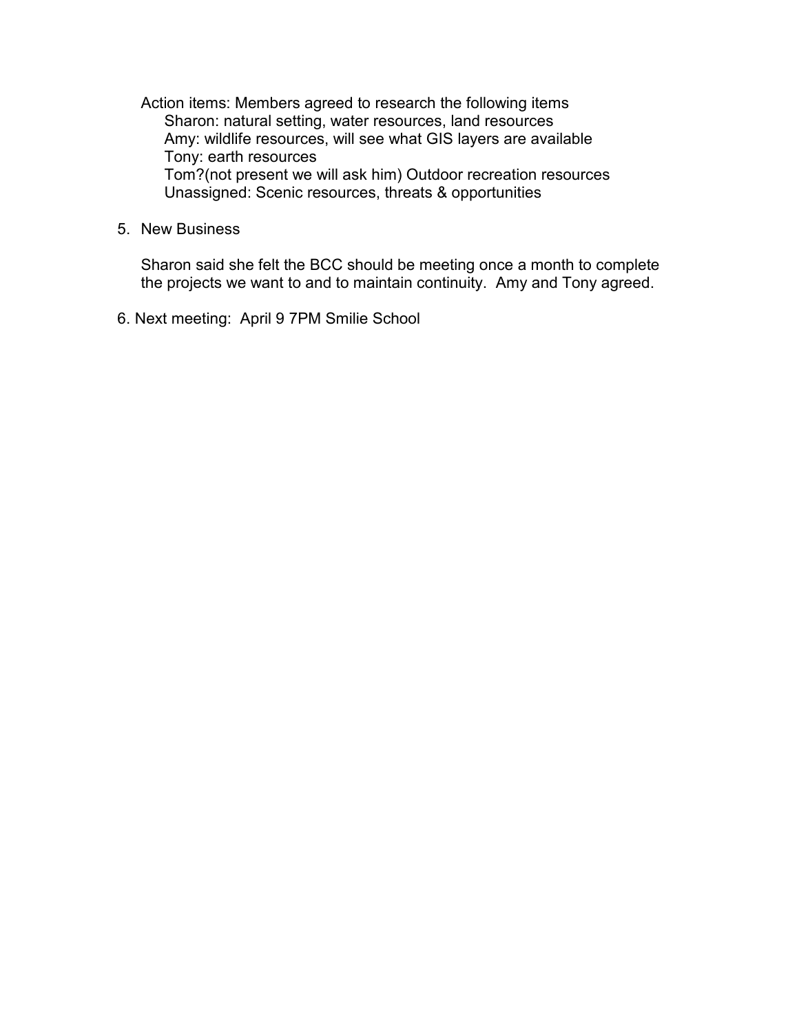Action items: Members agreed to research the following items
- Sharon: natural setting, water resources, land resources
- Amy: wildlife resources, will see what GIS layers are available
- Tony: earth resources
- Tom?(not present we will ask him) Outdoor recreation resources
- Unassigned: Scenic resources, threats & opportunities

5. New Business

   Sharon said she felt the BCC should be meeting once a month to complete the projects we want to and to maintain continuity. Amy and Tony agreed.

6. Next meeting: April 9 7PM Smilie School